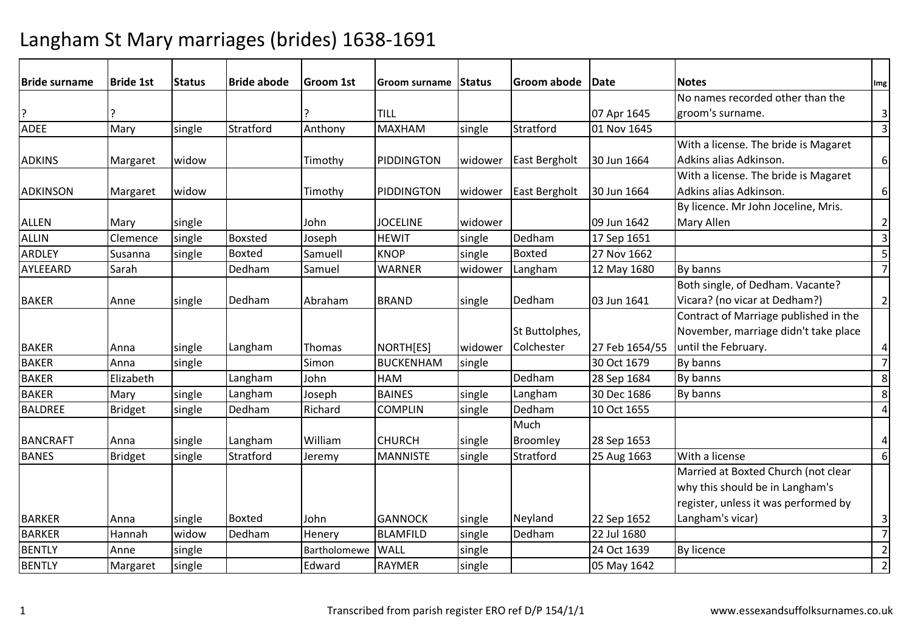# Langham St Mary marriages (brides) 1638-1691

| Bride surname | Bride 1st | Status | Bride abode | Groom 1st | Groom surname | Status | Groom abode | Date | Notes | Img |
|---|---|---|---|---|---|---|---|---|---|---|
| ? | ? | | | ? | TILL | | | 07 Apr 1645 | No names recorded other than the groom's surname. | 3 |
| ADEE | Mary | single | Stratford | Anthony | MAXHAM | single | Stratford | 01 Nov 1645 | | 3 |
| ADKINS | Margaret | widow | | Timothy | PIDDINGTON | widower | East Bergholt | 30 Jun 1664 | With a license. The bride is Magaret Adkins alias Adkinson. | 6 |
| ADKINSON | Margaret | widow | | Timothy | PIDDINGTON | widower | East Bergholt | 30 Jun 1664 | With a license. The bride is Magaret Adkins alias Adkinson. | 6 |
| ALLEN | Mary | single | | John | JOCELINE | widower | | 09 Jun 1642 | By licence. Mr John Joceline, Mris. Mary Allen | 2 |
| ALLIN | Clemence | single | Boxsted | Joseph | HEWIT | single | Dedham | 17 Sep 1651 | | 3 |
| ARDLEY | Susanna | single | Boxted | Samuell | KNOP | single | Boxted | 27 Nov 1662 | | 5 |
| AYLEEARD | Sarah | | Dedham | Samuel | WARNER | widower | Langham | 12 May 1680 | By banns | 7 |
| BAKER | Anne | single | Dedham | Abraham | BRAND | single | Dedham | 03 Jun 1641 | Both single, of Dedham. Vacante? Vicara? (no vicar at Dedham?) | 2 |
| BAKER | Anna | single | Langham | Thomas | NORTH[ES] | widower | St Buttolphes, Colchester | 27 Feb 1654/55 | Contract of Marriage published in the November, marriage didn't take place until the February. | 4 |
| BAKER | Anna | single | | Simon | BUCKENHAM | single | | 30 Oct 1679 | By banns | 7 |
| BAKER | Elizabeth | | Langham | John | HAM | | Dedham | 28 Sep 1684 | By banns | 8 |
| BAKER | Mary | single | Langham | Joseph | BAINES | single | Langham | 30 Dec 1686 | By banns | 8 |
| BALDREE | Bridget | single | Dedham | Richard | COMPLIN | single | Dedham | 10 Oct 1655 | | 4 |
| BANCRAFT | Anna | single | Langham | William | CHURCH | single | Much Broomley | 28 Sep 1653 | | 4 |
| BANES | Bridget | single | Stratford | Jeremy | MANNISTE | single | Stratford | 25 Aug 1663 | With a license | 6 |
| BARKER | Anna | single | Boxted | John | GANNOCK | single | Neyland | 22 Sep 1652 | Married at Boxted Church (not clear why this should be in Langham's register, unless it was performed by Langham's vicar) | 3 |
| BARKER | Hannah | widow | Dedham | Henery | BLAMFILD | single | Dedham | 22 Jul 1680 | | 7 |
| BENTLY | Anne | single | | Bartholomewe | WALL | single | | 24 Oct 1639 | By licence | 2 |
| BENTLY | Margaret | single | | Edward | RAYMER | single | | 05 May 1642 | | 2 |

Transcribed from parish register ERO ref D/P 154/1/1

www.essexandsuffolksurnames.co.uk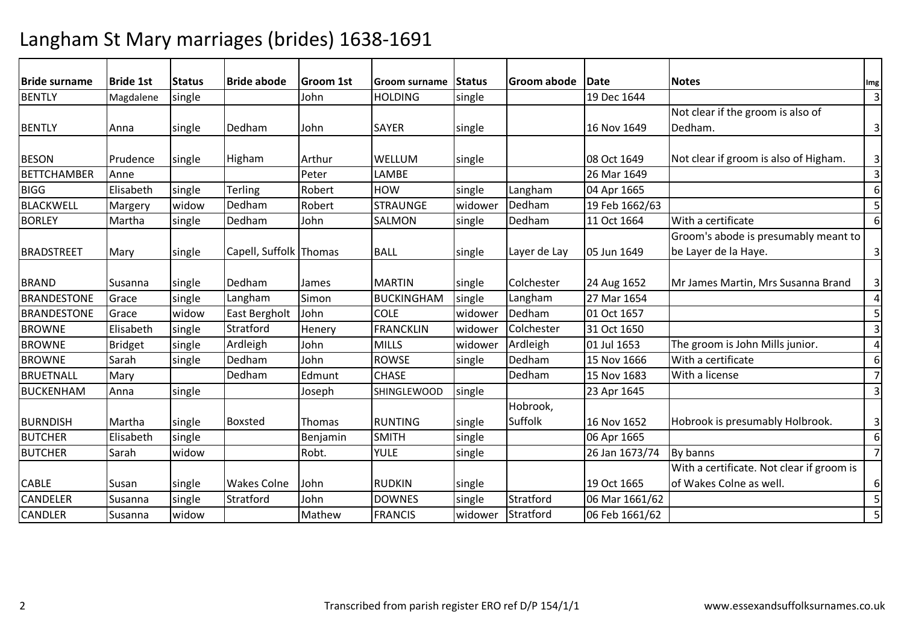# Langham St Mary marriages (brides) 1638-1691

| Bride surname | Bride 1st | Status | Bride abode | Groom 1st | Groom surname | Status | Groom abode | Date | Notes | Img |
|---|---|---|---|---|---|---|---|---|---|---|
| BENTLY | Magdalene | single | | John | HOLDING | single | | 19 Dec 1644 | | 3 |
| BENTLY | Anna | single | Dedham | John | SAYER | single | | 16 Nov 1649 | Not clear if the groom is also of Dedham. | 3 |
| BESON | Prudence | single | Higham | Arthur | WELLUM | single | | 08 Oct 1649 | Not clear if groom is also of Higham. | 3 |
| BETTCHAMBER | Anne | | | Peter | LAMBE | | | 26 Mar 1649 | | 3 |
| BIGG | Elisabeth | single | Terling | Robert | HOW | single | Langham | 04 Apr 1665 | | 6 |
| BLACKWELL | Margery | widow | Dedham | Robert | STRAUNGE | widower | Dedham | 19 Feb 1662/63 | | 5 |
| BORLEY | Martha | single | Dedham | John | SALMON | single | Dedham | 11 Oct 1664 | With a certificate | 6 |
| BRADSTREET | Mary | single | Capell, Suffolk | Thomas | BALL | single | Layer de Lay | 05 Jun 1649 | Groom's abode is presumably meant to be Layer de la Haye. | 3 |
| BRAND | Susanna | single | Dedham | James | MARTIN | single | Colchester | 24 Aug 1652 | Mr James Martin, Mrs Susanna Brand | 3 |
| BRANDESTONE | Grace | single | Langham | Simon | BUCKINGHAM | single | Langham | 27 Mar 1654 | | 4 |
| BRANDESTONE | Grace | widow | East Bergholt | John | COLE | widower | Dedham | 01 Oct 1657 | | 5 |
| BROWNE | Elisabeth | single | Stratford | Henery | FRANCKLIN | widower | Colchester | 31 Oct 1650 | | 3 |
| BROWNE | Bridget | single | Ardleigh | John | MILLS | widower | Ardleigh | 01 Jul 1653 | The groom is John Mills junior. | 4 |
| BROWNE | Sarah | single | Dedham | John | ROWSE | single | Dedham | 15 Nov 1666 | With a certificate | 6 |
| BRUETNALL | Mary | | Dedham | Edmunt | CHASE | | Dedham | 15 Nov 1683 | With a license | 7 |
| BUCKENHAM | Anna | single | | Joseph | SHINGLEWOOD | single | | 23 Apr 1645 | | 3 |
| BURNDISH | Martha | single | Boxsted | Thomas | RUNTING | single | Hobrook, Suffolk | 16 Nov 1652 | Hobrook is presumably Holbrook. | 3 |
| BUTCHER | Elisabeth | single | | Benjamin | SMITH | single | | 06 Apr 1665 | | 6 |
| BUTCHER | Sarah | widow | | Robt. | YULE | single | | 26 Jan 1673/74 | By banns | 7 |
| CABLE | Susan | single | Wakes Colne | John | RUDKIN | single | | 19 Oct 1665 | With a certificate. Not clear if groom is of Wakes Colne as well. | 6 |
| CANDELER | Susanna | single | Stratford | John | DOWNES | single | Stratford | 06 Mar 1661/62 | | 5 |
| CANDLER | Susanna | widow | | Mathew | FRANCIS | widower | Stratford | 06 Feb 1661/62 | | 5 |

Transcribed from parish register ERO ref D/P 154/1/1

www.essexandsuffolksurnames.co.uk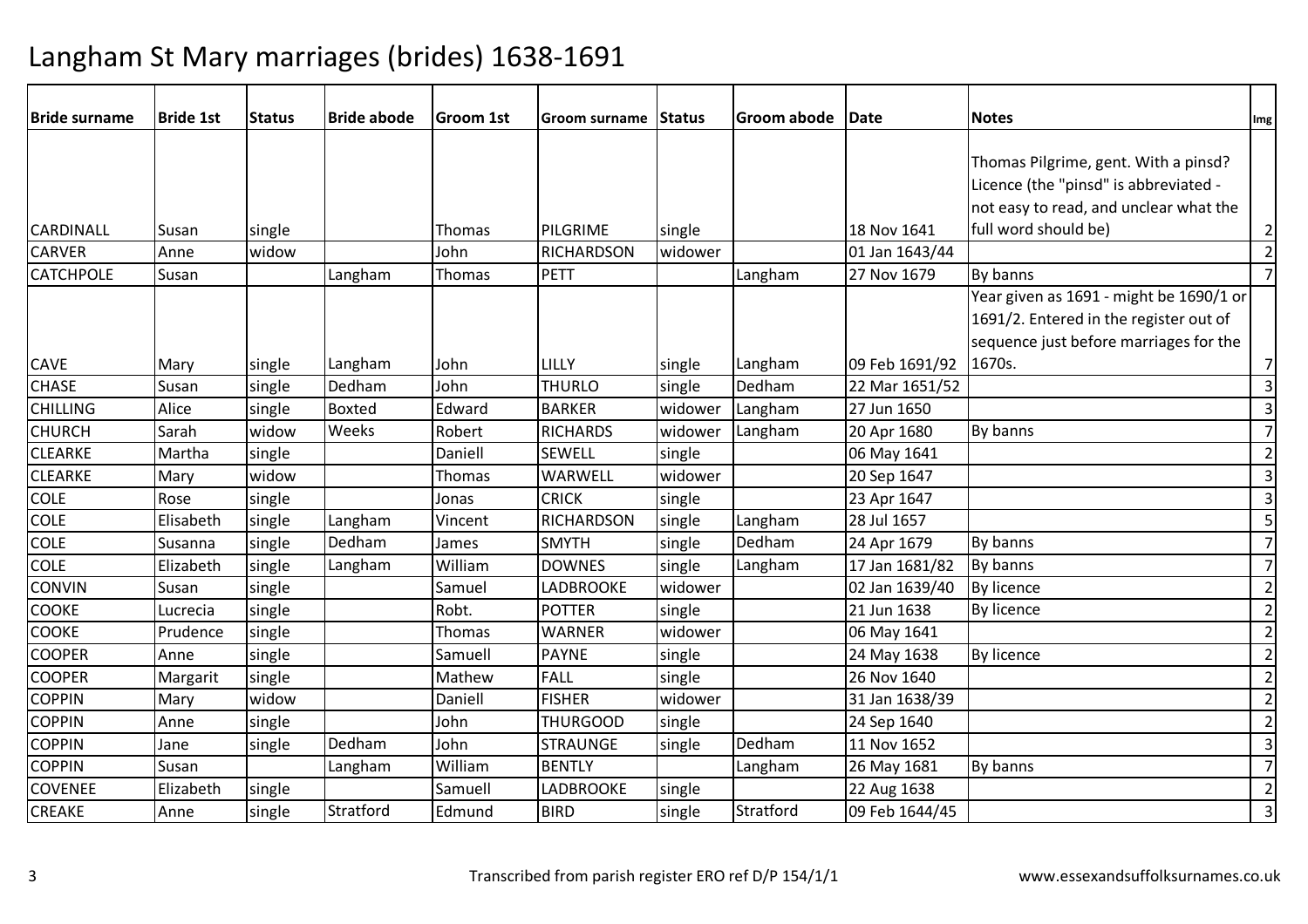# Langham St Mary marriages (brides) 1638-1691

| Bride surname | Bride 1st | Status | Bride abode | Groom 1st | Groom surname | Status | Groom abode | Date | Notes | Img |
|---|---|---|---|---|---|---|---|---|---|---|
| CARDINALL | Susan | single | | Thomas | PILGRIME | single | | 18 Nov 1641 | Thomas Pilgrime, gent. With a pinsd? Licence (the "pinsd" is abbreviated - not easy to read, and unclear what the full word should be) | 2 |
| CARVER | Anne | widow | | John | RICHARDSON | widower | | 01 Jan 1643/44 | | 2 |
| CATCHPOLE | Susan | | Langham | Thomas | PETT | | Langham | 27 Nov 1679 | By banns | 7 |
| CAVE | Mary | single | Langham | John | LILLY | single | Langham | 09 Feb 1691/92 | Year given as 1691 - might be 1690/1 or 1691/2. Entered in the register out of sequence just before marriages for the 1670s. | 7 |
| CHASE | Susan | single | Dedham | John | THURLO | single | Dedham | 22 Mar 1651/52 | | 3 |
| CHILLING | Alice | single | Boxted | Edward | BARKER | widower | Langham | 27 Jun 1650 | | 3 |
| CHURCH | Sarah | widow | Weeks | Robert | RICHARDS | widower | Langham | 20 Apr 1680 | By banns | 7 |
| CLEARKE | Martha | single | | Daniell | SEWELL | single | | 06 May 1641 | | 2 |
| CLEARKE | Mary | widow | | Thomas | WARWELL | widower | | 20 Sep 1647 | | 3 |
| COLE | Rose | single | | Jonas | CRICK | single | | 23 Apr 1647 | | 3 |
| COLE | Elisabeth | single | Langham | Vincent | RICHARDSON | single | Langham | 28 Jul 1657 | | 5 |
| COLE | Susanna | single | Dedham | James | SMYTH | single | Dedham | 24 Apr 1679 | By banns | 7 |
| COLE | Elizabeth | single | Langham | William | DOWNES | single | Langham | 17 Jan 1681/82 | By banns | 7 |
| CONVIN | Susan | single | | Samuel | LADBROOKE | widower | | 02 Jan 1639/40 | By licence | 2 |
| COOKE | Lucrecia | single | | Robt. | POTTER | single | | 21 Jun 1638 | By licence | 2 |
| COOKE | Prudence | single | | Thomas | WARNER | widower | | 06 May 1641 | | 2 |
| COOPER | Anne | single | | Samuell | PAYNE | single | | 24 May 1638 | By licence | 2 |
| COOPER | Margarit | single | | Mathew | FALL | single | | 26 Nov 1640 | | 2 |
| COPPIN | Mary | widow | | Daniell | FISHER | widower | | 31 Jan 1638/39 | | 2 |
| COPPIN | Anne | single | | John | THURGOOD | single | | 24 Sep 1640 | | 2 |
| COPPIN | Jane | single | Dedham | John | STRAUNGE | single | Dedham | 11 Nov 1652 | | 3 |
| COPPIN | Susan | | Langham | William | BENTLY | | Langham | 26 May 1681 | By banns | 7 |
| COVENEE | Elizabeth | single | | Samuell | LADBROOKE | single | | 22 Aug 1638 | | 2 |
| CREAKE | Anne | single | Stratford | Edmund | BIRD | single | Stratford | 09 Feb 1644/45 | | 3 |

Transcribed from parish register ERO ref D/P 154/1/1

www.essexandsuffolksurnames.co.uk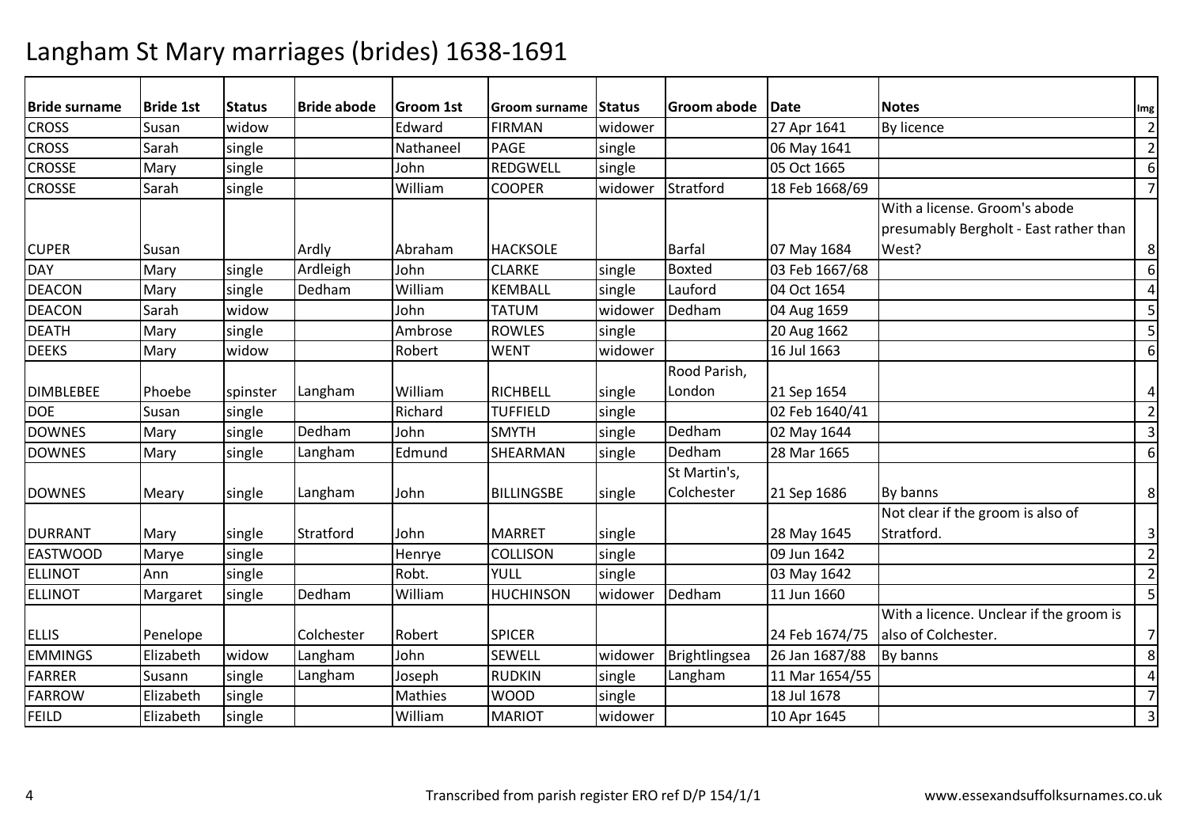# Langham St Mary marriages (brides) 1638-1691

| Bride surname | Bride 1st | Status | Bride abode | Groom 1st | Groom surname | Status | Groom abode | Date | Notes | Img |
|---|---|---|---|---|---|---|---|---|---|---|
| CROSS | Susan | widow | | Edward | FIRMAN | widower | | 27 Apr 1641 | By licence | 2 |
| CROSS | Sarah | single | | Nathaneel | PAGE | single | | 06 May 1641 | | 2 |
| CROSSE | Mary | single | | John | REDGWELL | single | | 05 Oct 1665 | | 6 |
| CROSSE | Sarah | single | | William | COOPER | widower | Stratford | 18 Feb 1668/69 | | 7 |
| CUPER | Susan | | Ardly | Abraham | HACKSOLE | | Barfal | 07 May 1684 | With a license. Groom's abode presumably Bergholt - East rather than West? | 8 |
| DAY | Mary | single | Ardleigh | John | CLARKE | single | Boxted | 03 Feb 1667/68 | | 6 |
| DEACON | Mary | single | Dedham | William | KEMBALL | single | Lauford | 04 Oct 1654 | | 4 |
| DEACON | Sarah | widow | | John | TATUM | widower | Dedham | 04 Aug 1659 | | 5 |
| DEATH | Mary | single | | Ambrose | ROWLES | single | | 20 Aug 1662 | | 5 |
| DEEKS | Mary | widow | | Robert | WENT | widower | | 16 Jul 1663 | | 6 |
| DIMBLEBEE | Phoebe | spinster | Langham | William | RICHBELL | single | Rood Parish, London | 21 Sep 1654 | | 4 |
| DOE | Susan | single | | Richard | TUFFIELD | single | | 02 Feb 1640/41 | | 2 |
| DOWNES | Mary | single | Dedham | John | SMYTH | single | Dedham | 02 May 1644 | | 3 |
| DOWNES | Mary | single | Langham | Edmund | SHEARMAN | single | Dedham | 28 Mar 1665 | | 6 |
| DOWNES | Meary | single | Langham | John | BILLINGSBE | single | St Martin's, Colchester | 21 Sep 1686 | By banns | 8 |
| DURRANT | Mary | single | Stratford | John | MARRET | single | | 28 May 1645 | Not clear if the groom is also of Stratford. | 3 |
| EASTWOOD | Marye | single | | Henrye | COLLISON | single | | 09 Jun 1642 | | 2 |
| ELLINOT | Ann | single | | Robt. | YULL | single | | 03 May 1642 | | 2 |
| ELLINOT | Margaret | single | Dedham | William | HUCHINSON | widower | Dedham | 11 Jun 1660 | | 5 |
| ELLIS | Penelope | | Colchester | Robert | SPICER | | | 24 Feb 1674/75 | With a licence. Unclear if the groom is also of Colchester. | 7 |
| EMMINGS | Elizabeth | widow | Langham | John | SEWELL | widower | Brightlingsea | 26 Jan 1687/88 | By banns | 8 |
| FARRER | Susann | single | Langham | Joseph | RUDKIN | single | Langham | 11 Mar 1654/55 | | 4 |
| FARROW | Elizabeth | single | | Mathies | WOOD | single | | 18 Jul 1678 | | 7 |
| FEILD | Elizabeth | single | | William | MARIOT | widower | | 10 Apr 1645 | | 3 |

Transcribed from parish register ERO ref D/P 154/1/1 www.essexandsuffolksurnames.co.uk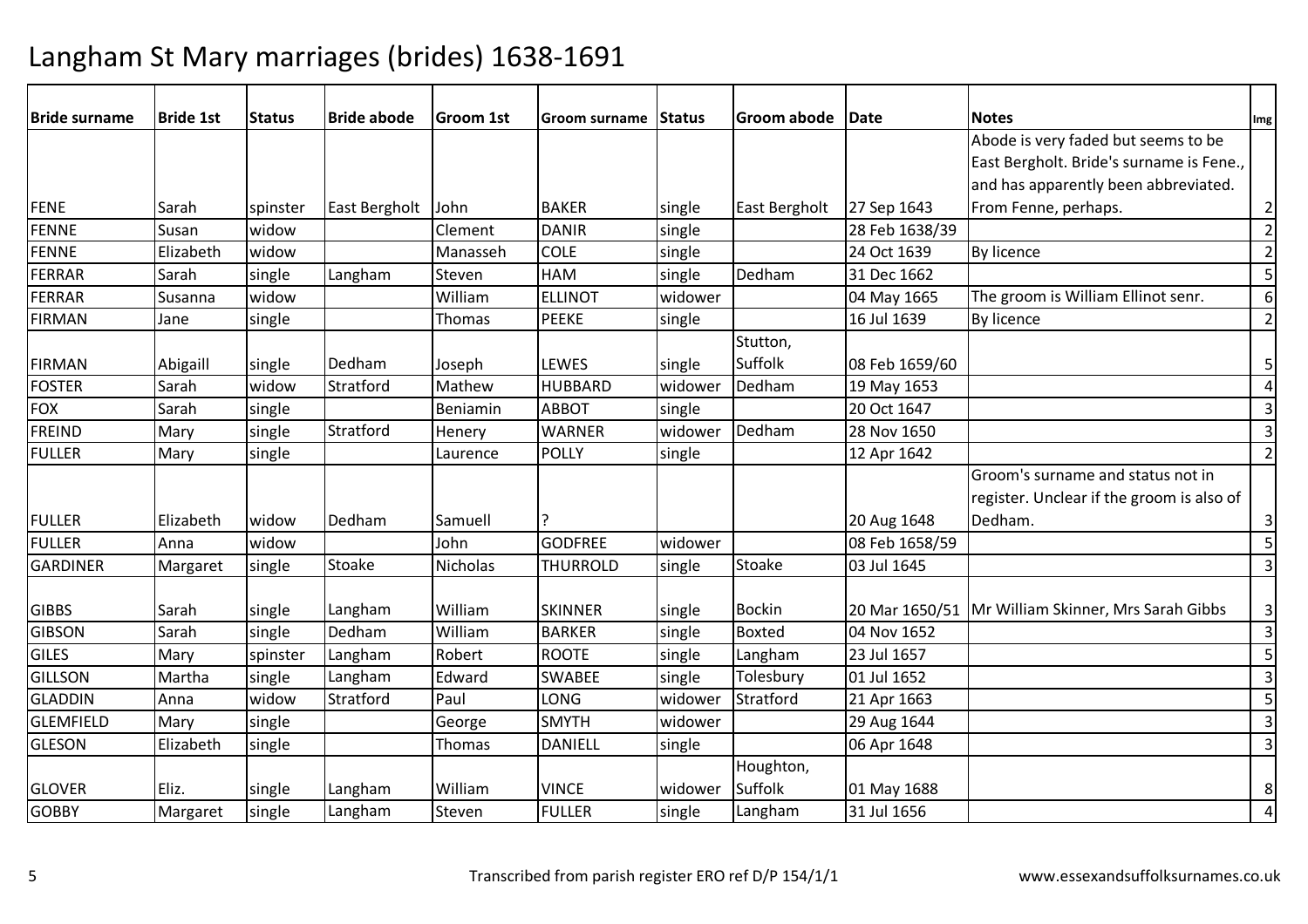# Langham St Mary marriages (brides) 1638-1691

| Bride surname | Bride 1st | Status | Bride abode | Groom 1st | Groom surname | Status | Groom abode | Date | Notes | Img |
|---|---|---|---|---|---|---|---|---|---|---|
| FENE | Sarah | spinster | East Bergholt | John | BAKER | single | East Bergholt | 27 Sep 1643 | Abode is very faded but seems to be East Bergholt. Bride's surname is Fene., and has apparently been abbreviated. From Fenne, perhaps. | 2 |
| FENNE | Susan | widow | | Clement | DANIR | single | | 28 Feb 1638/39 | | 2 |
| FENNE | Elizabeth | widow | | Manasseh | COLE | single | | 24 Oct 1639 | By licence | 2 |
| FERRAR | Sarah | single | Langham | Steven | HAM | single | Dedham | 31 Dec 1662 | | 5 |
| FERRAR | Susanna | widow | | William | ELLINOT | widower | | 04 May 1665 | The groom is William Ellinot senr. | 6 |
| FIRMAN | Jane | single | | Thomas | PEEKE | single | | 16 Jul 1639 | By licence | 2 |
| FIRMAN | Abigaill | single | Dedham | Joseph | LEWES | single | Stutton, Suffolk | 08 Feb 1659/60 | | 5 |
| FOSTER | Sarah | widow | Stratford | Mathew | HUBBARD | widower | Dedham | 19 May 1653 | | 4 |
| FOX | Sarah | single | | Beniamin | ABBOT | single | | 20 Oct 1647 | | 3 |
| FREIND | Mary | single | Stratford | Henery | WARNER | widower | Dedham | 28 Nov 1650 | | 3 |
| FULLER | Mary | single | | Laurence | POLLY | single | | 12 Apr 1642 | | 2 |
| FULLER | Elizabeth | widow | Dedham | Samuell | ? | | | 20 Aug 1648 | Groom's surname and status not in register. Unclear if the groom is also of Dedham. | 3 |
| FULLER | Anna | widow | | John | GODFREE | widower | | 08 Feb 1658/59 | | 5 |
| GARDINER | Margaret | single | Stoake | Nicholas | THURROLD | single | Stoake | 03 Jul 1645 | | 3 |
| GIBBS | Sarah | single | Langham | William | SKINNER | single | Bockin | 20 Mar 1650/51 | Mr William Skinner, Mrs Sarah Gibbs | 3 |
| GIBSON | Sarah | single | Dedham | William | BARKER | single | Boxted | 04 Nov 1652 | | 3 |
| GILES | Mary | spinster | Langham | Robert | ROOTE | single | Langham | 23 Jul 1657 | | 5 |
| GILLSON | Martha | single | Langham | Edward | SWABEE | single | Tolesbury | 01 Jul 1652 | | 3 |
| GLADDIN | Anna | widow | Stratford | Paul | LONG | widower | Stratford | 21 Apr 1663 | | 5 |
| GLEMFIELD | Mary | single | | George | SMYTH | widower | | 29 Aug 1644 | | 3 |
| GLESON | Elizabeth | single | | Thomas | DANIELL | single | | 06 Apr 1648 | | 3 |
| GLOVER | Eliz. | single | Langham | William | VINCE | widower | Houghton, Suffolk | 01 May 1688 | | 8 |
| GOBBY | Margaret | single | Langham | Steven | FULLER | single | Langham | 31 Jul 1656 | | 4 |

Transcribed from parish register ERO ref D/P 154/1/1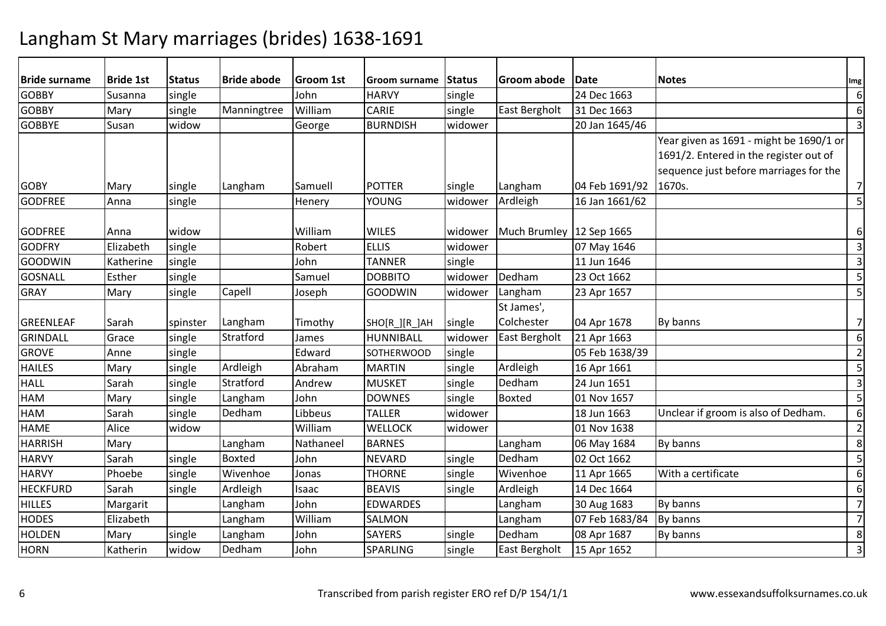# Langham St Mary marriages (brides) 1638-1691

| Bride surname | Bride 1st | Status | Bride abode | Groom 1st | Groom surname | Status | Groom abode | Date | Notes | Img |
|---|---|---|---|---|---|---|---|---|---|---|
| GOBBY | Susanna | single | | John | HARVY | single | | 24 Dec 1663 | | 6 |
| GOBBY | Mary | single | Manningtree | William | CARIE | single | East Bergholt | 31 Dec 1663 | | 6 |
| GOBBYE | Susan | widow | | George | BURNDISH | widower | | 20 Jan 1645/46 | | 3 |
| GOBY | Mary | single | Langham | Samuell | POTTER | single | Langham | 04 Feb 1691/92 | Year given as 1691 - might be 1690/1 or 1691/2. Entered in the register out of sequence just before marriages for the 1670s. | 7 |
| GODFREE | Anna | single | | Henery | YOUNG | widower | Ardleigh | 16 Jan 1661/62 | | 5 |
| GODFREE | Anna | widow | | William | WILES | widower | Much Brumley | 12 Sep 1665 | | 6 |
| GODFRY | Elizabeth | single | | Robert | ELLIS | widower | | 07 May 1646 | | 3 |
| GOODWIN | Katherine | single | | John | TANNER | single | | 11 Jun 1646 | | 3 |
| GOSNALL | Esther | single | | Samuel | DOBBITO | widower | Dedham | 23 Oct 1662 | | 5 |
| GRAY | Mary | single | Capell | Joseph | GOODWIN | widower | Langham | 23 Apr 1657 | | 5 |
| GREENLEAF | Sarah | spinster | Langham | Timothy | SHO[R_][R_]AH | single | St James', Colchester | 04 Apr 1678 | By banns | 7 |
| GRINDALL | Grace | single | Stratford | James | HUNNIBALL | widower | East Bergholt | 21 Apr 1663 | | 6 |
| GROVE | Anne | single | | Edward | SOTHERWOOD | single | | 05 Feb 1638/39 | | 2 |
| HAILES | Mary | single | Ardleigh | Abraham | MARTIN | single | Ardleigh | 16 Apr 1661 | | 5 |
| HALL | Sarah | single | Stratford | Andrew | MUSKET | single | Dedham | 24 Jun 1651 | | 3 |
| HAM | Mary | single | Langham | John | DOWNES | single | Boxted | 01 Nov 1657 | | 5 |
| HAM | Sarah | single | Dedham | Libbeus | TALLER | widower | | 18 Jun 1663 | Unclear if groom is also of Dedham. | 6 |
| HAME | Alice | widow | | William | WELLOCK | widower | | 01 Nov 1638 | | 2 |
| HARRISH | Mary | | Langham | Nathaneel | BARNES | | Langham | 06 May 1684 | By banns | 8 |
| HARVY | Sarah | single | Boxted | John | NEVARD | single | Dedham | 02 Oct 1662 | | 5 |
| HARVY | Phoebe | single | Wivenhoe | Jonas | THORNE | single | Wivenhoe | 11 Apr 1665 | With a certificate | 6 |
| HECKFURD | Sarah | single | Ardleigh | Isaac | BEAVIS | single | Ardleigh | 14 Dec 1664 | | 6 |
| HILLES | Margarit | | Langham | John | EDWARDES | | Langham | 30 Aug 1683 | By banns | 7 |
| HODES | Elizabeth | | Langham | William | SALMON | | Langham | 07 Feb 1683/84 | By banns | 7 |
| HOLDEN | Mary | single | Langham | John | SAYERS | single | Dedham | 08 Apr 1687 | By banns | 8 |
| HORN | Katherin | widow | Dedham | John | SPARLING | single | East Bergholt | 15 Apr 1652 | | 3 |

Transcribed from parish register ERO ref D/P 154/1/1

www.essexandsuffolksurnames.co.uk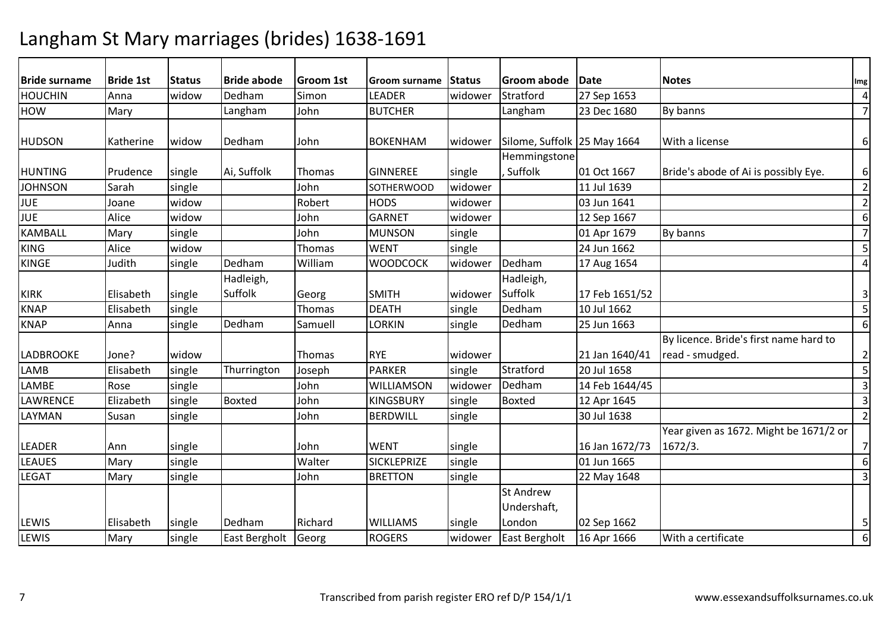# Langham St Mary marriages (brides) 1638-1691

| Bride surname | Bride 1st | Status | Bride abode | Groom 1st | Groom surname | Status | Groom abode | Date | Notes | Img |
|---|---|---|---|---|---|---|---|---|---|---|
| HOUCHIN | Anna | widow | Dedham | Simon | LEADER | widower | Stratford | 27 Sep 1653 | | 4 |
| HOW | Mary | | Langham | John | BUTCHER | | Langham | 23 Dec 1680 | By banns | 7 |
| HUDSON | Katherine | widow | Dedham | John | BOKENHAM | widower | Silome, Suffolk | 25 May 1664 | With a license | 6 |
| HUNTING | Prudence | single | Ai, Suffolk | Thomas | GINNEREE | single | Hemmingstone, Suffolk | 01 Oct 1667 | Bride's abode of Ai is possibly Eye. | 6 |
| JOHNSON | Sarah | single | | John | SOTHERWOOD | widower | | 11 Jul 1639 | | 2 |
| JUE | Joane | widow | | Robert | HODS | widower | | 03 Jun 1641 | | 2 |
| JUE | Alice | widow | | John | GARNET | widower | | 12 Sep 1667 | | 6 |
| KAMBALL | Mary | single | | John | MUNSON | single | | 01 Apr 1679 | By banns | 7 |
| KING | Alice | widow | | Thomas | WENT | single | | 24 Jun 1662 | | 5 |
| KINGE | Judith | single | Dedham | William | WOODCOCK | widower | Dedham | 17 Aug 1654 | | 4 |
| KIRK | Elisabeth | single | Hadleigh, Suffolk | Georg | SMITH | widower | Hadleigh, Suffolk | 17 Feb 1651/52 | | 3 |
| KNAP | Elisabeth | single | | Thomas | DEATH | single | Dedham | 10 Jul 1662 | | 5 |
| KNAP | Anna | single | Dedham | Samuell | LORKIN | single | Dedham | 25 Jun 1663 | | 6 |
| LADBROOKE | Jone? | widow | | Thomas | RYE | widower | | 21 Jan 1640/41 | By licence. Bride's first name hard to read - smudged. | 2 |
| LAMB | Elisabeth | single | Thurrington | Joseph | PARKER | single | Stratford | 20 Jul 1658 | | 5 |
| LAMBE | Rose | single | | John | WILLIAMSON | widower | Dedham | 14 Feb 1644/45 | | 3 |
| LAWRENCE | Elizabeth | single | Boxted | John | KINGSBURY | single | Boxted | 12 Apr 1645 | | 3 |
| LAYMAN | Susan | single | | John | BERDWILL | single | | 30 Jul 1638 | | 2 |
| LEADER | Ann | single | | John | WENT | single | | 16 Jan 1672/73 | Year given as 1672. Might be 1671/2 or 1672/3. | 7 |
| LEAUES | Mary | single | | Walter | SICKLEPRIZE | single | | 01 Jun 1665 | | 6 |
| LEGAT | Mary | single | | John | BRETTON | single | | 22 May 1648 | | 3 |
| LEWIS | Elisabeth | single | Dedham | Richard | WILLIAMS | single | St Andrew Undershaft, London | 02 Sep 1662 | | 5 |
| LEWIS | Mary | single | East Bergholt | Georg | ROGERS | widower | East Bergholt | 16 Apr 1666 | With a certificate | 6 |

Transcribed from parish register ERO ref D/P 154/1/1

www.essexandsuffolksurnames.co.uk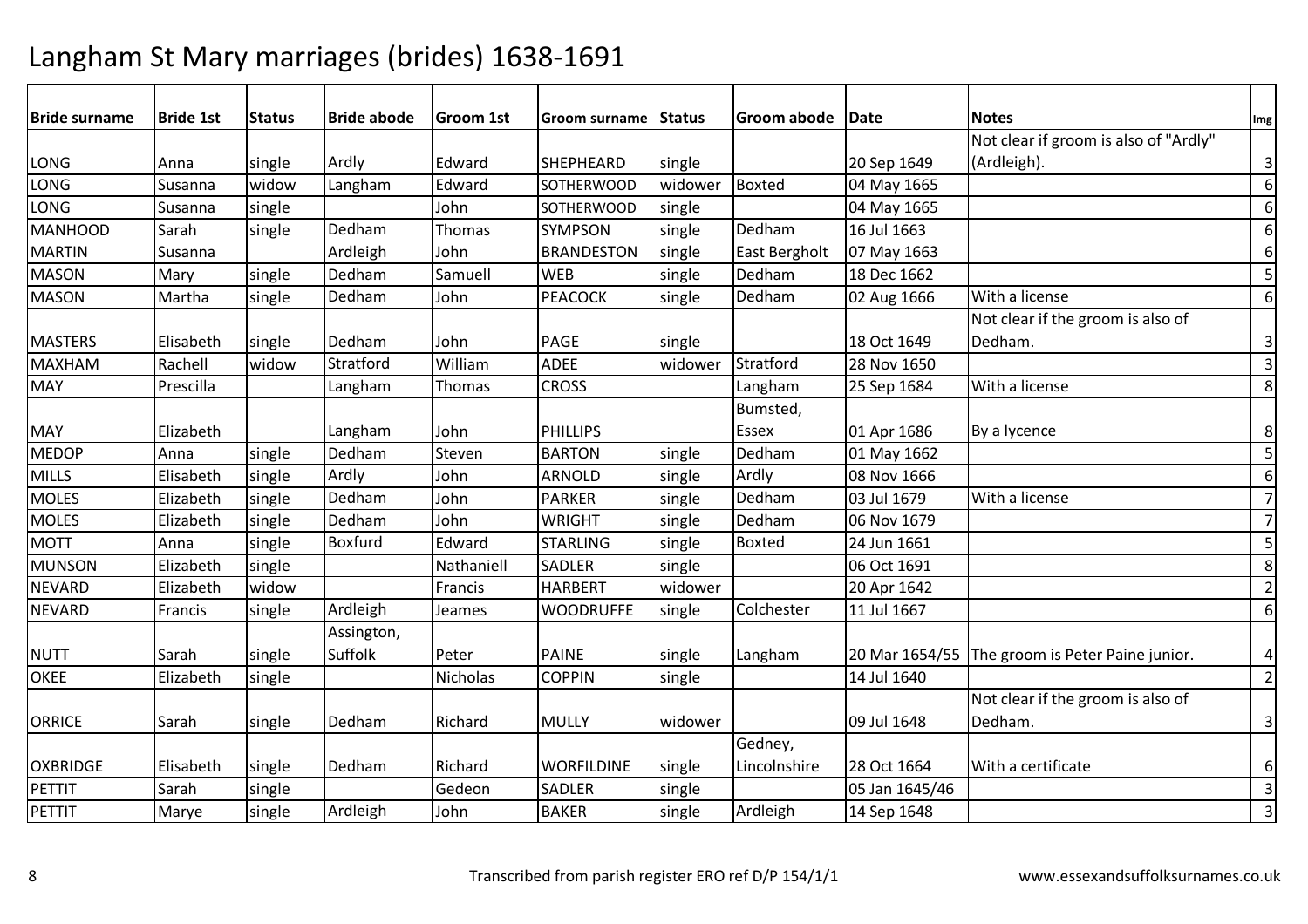# Langham St Mary marriages (brides) 1638-1691

| Bride surname | Bride 1st | Status | Bride abode | Groom 1st | Groom surname | Status | Groom abode | Date | Notes | Img |
|---|---|---|---|---|---|---|---|---|---|---|
| LONG | Anna | single | Ardly | Edward | SHEPHEARD | single | | 20 Sep 1649 | Not clear if groom is also of "Ardly" (Ardleigh). | 3 |
| LONG | Susanna | widow | Langham | Edward | SOTHERWOOD | widower | Boxted | 04 May 1665 | | 6 |
| LONG | Susanna | single | | John | SOTHERWOOD | single | | 04 May 1665 | | 6 |
| MANHOOD | Sarah | single | Dedham | Thomas | SYMPSON | single | Dedham | 16 Jul 1663 | | 6 |
| MARTIN | Susanna | | Ardleigh | John | BRANDESTON | single | East Bergholt | 07 May 1663 | | 6 |
| MASON | Mary | single | Dedham | Samuell | WEB | single | Dedham | 18 Dec 1662 | | 5 |
| MASON | Martha | single | Dedham | John | PEACOCK | single | Dedham | 02 Aug 1666 | With a license | 6 |
| MASTERS | Elisabeth | single | Dedham | John | PAGE | single | | 18 Oct 1649 | Not clear if the groom is also of Dedham. | 3 |
| MAXHAM | Rachell | widow | Stratford | William | ADEE | widower | Stratford | 28 Nov 1650 | | 3 |
| MAY | Prescilla | | Langham | Thomas | CROSS | | Langham | 25 Sep 1684 | With a license | 8 |
| MAY | Elizabeth | | Langham | John | PHILLIPS | | Bumsted, Essex | 01 Apr 1686 | By a lycence | 8 |
| MEDOP | Anna | single | Dedham | Steven | BARTON | single | Dedham | 01 May 1662 | | 5 |
| MILLS | Elisabeth | single | Ardly | John | ARNOLD | single | Ardly | 08 Nov 1666 | | 6 |
| MOLES | Elizabeth | single | Dedham | John | PARKER | single | Dedham | 03 Jul 1679 | With a license | 7 |
| MOLES | Elizabeth | single | Dedham | John | WRIGHT | single | Dedham | 06 Nov 1679 | | 7 |
| MOTT | Anna | single | Boxfurd | Edward | STARLING | single | Boxted | 24 Jun 1661 | | 5 |
| MUNSON | Elizabeth | single | | Nathaniell | SADLER | single | | 06 Oct 1691 | | 8 |
| NEVARD | Elizabeth | widow | | Francis | HARBERT | widower | | 20 Apr 1642 | | 2 |
| NEVARD | Francis | single | Ardleigh | Jeames | WOODRUFFE | single | Colchester | 11 Jul 1667 | | 6 |
| NUTT | Sarah | single | Assington, Suffolk | Peter | PAINE | single | Langham | 20 Mar 1654/55 | The groom is Peter Paine junior. | 4 |
| OKEE | Elizabeth | single | | Nicholas | COPPIN | single | | 14 Jul 1640 | | 2 |
| ORRICE | Sarah | single | Dedham | Richard | MULLY | widower | | 09 Jul 1648 | Not clear if the groom is also of Dedham. | 3 |
| OXBRIDGE | Elisabeth | single | Dedham | Richard | WORFILDINE | single | Gedney, Lincolnshire | 28 Oct 1664 | With a certificate | 6 |
| PETTIT | Sarah | single | | Gedeon | SADLER | single | | 05 Jan 1645/46 | | 3 |
| PETTIT | Marye | single | Ardleigh | John | BAKER | single | Ardleigh | 14 Sep 1648 | | 3 |

Transcribed from parish register ERO ref D/P 154/1/1

www.essexandsuffolksurnames.co.uk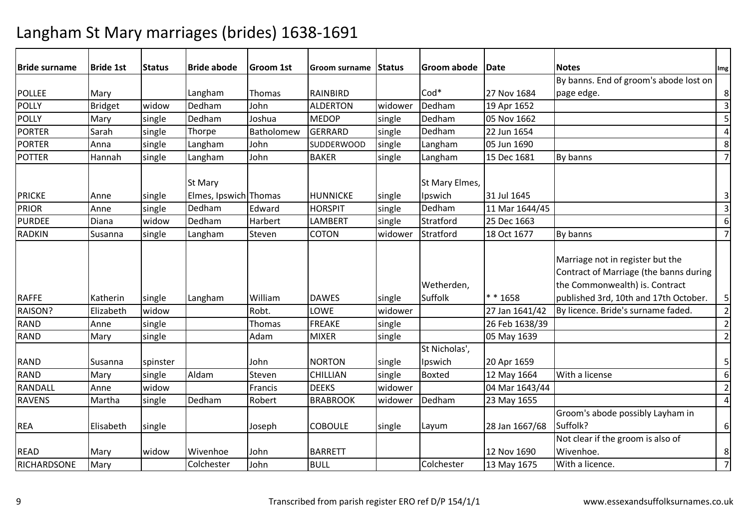# Langham St Mary marriages (brides) 1638-1691

| Bride surname | Bride 1st | Status | Bride abode | Groom 1st | Groom surname | Status | Groom abode | Date | Notes | Img |
|---|---|---|---|---|---|---|---|---|---|---|
| POLLEE | Mary | | Langham | Thomas | RAINBIRD | | Cod* | 27 Nov 1684 | By banns. End of groom's abode lost on page edge. | 8 |
| POLLY | Bridget | widow | Dedham | John | ALDERTON | widower | Dedham | 19 Apr 1652 | | 3 |
| POLLY | Mary | single | Dedham | Joshua | MEDOP | single | Dedham | 05 Nov 1662 | | 5 |
| PORTER | Sarah | single | Thorpe | Batholomew | GERRARD | single | Dedham | 22 Jun 1654 | | 4 |
| PORTER | Anna | single | Langham | John | SUDDERWOOD | single | Langham | 05 Jun 1690 | | 8 |
| POTTER | Hannah | single | Langham | John | BAKER | single | Langham | 15 Dec 1681 | By banns | 7 |
| PRICKE | Anne | single | St Mary Elmes, Ipswich | Thomas | HUNNICKE | single | St Mary Elmes, Ipswich | 31 Jul 1645 | | 3 |
| PRIOR | Anne | single | Dedham | Edward | HORSPIT | single | Dedham | 11 Mar 1644/45 | | 3 |
| PURDEE | Diana | widow | Dedham | Harbert | LAMBERT | single | Stratford | 25 Dec 1663 | | 6 |
| RADKIN | Susanna | single | Langham | Steven | COTON | widower | Stratford | 18 Oct 1677 | By banns | 7 |
| RAFFE | Katherin | single | Langham | William | DAWES | single | Wetherden, Suffolk | * * 1658 | Marriage not in register but the Contract of Marriage (the banns during the Commonwealth) is. Contract published 3rd, 10th and 17th October. | 5 |
| RAISON? | Elizabeth | widow | | Robt. | LOWE | widower | | 27 Jan 1641/42 | By licence. Bride's surname faded. | 2 |
| RAND | Anne | single | | Thomas | FREAKE | single | | 26 Feb 1638/39 | | 2 |
| RAND | Mary | single | | Adam | MIXER | single | | 05 May 1639 | | 2 |
| RAND | Susanna | spinster | | John | NORTON | single | St Nicholas', Ipswich | 20 Apr 1659 | | 5 |
| RAND | Mary | single | Aldam | Steven | CHILLIAN | single | Boxted | 12 May 1664 | With a license | 6 |
| RANDALL | Anne | widow | | Francis | DEEKS | widower | | 04 Mar 1643/44 | | 2 |
| RAVENS | Martha | single | Dedham | Robert | BRABROOK | widower | Dedham | 23 May 1655 | | 4 |
| REA | Elisabeth | single | | Joseph | COBOULE | single | Layum | 28 Jan 1667/68 | Groom's abode possibly Layham in Suffolk? | 6 |
| READ | Mary | widow | Wivenhoe | John | BARRETT | | | 12 Nov 1690 | Not clear if the groom is also of Wivenhoe. | 8 |
| RICHARDSONE | Mary | | Colchester | John | BULL | | Colchester | 13 May 1675 | With a licence. | 7 |

Transcribed from parish register ERO ref D/P 154/1/1

www.essexandsuffolksurnames.co.uk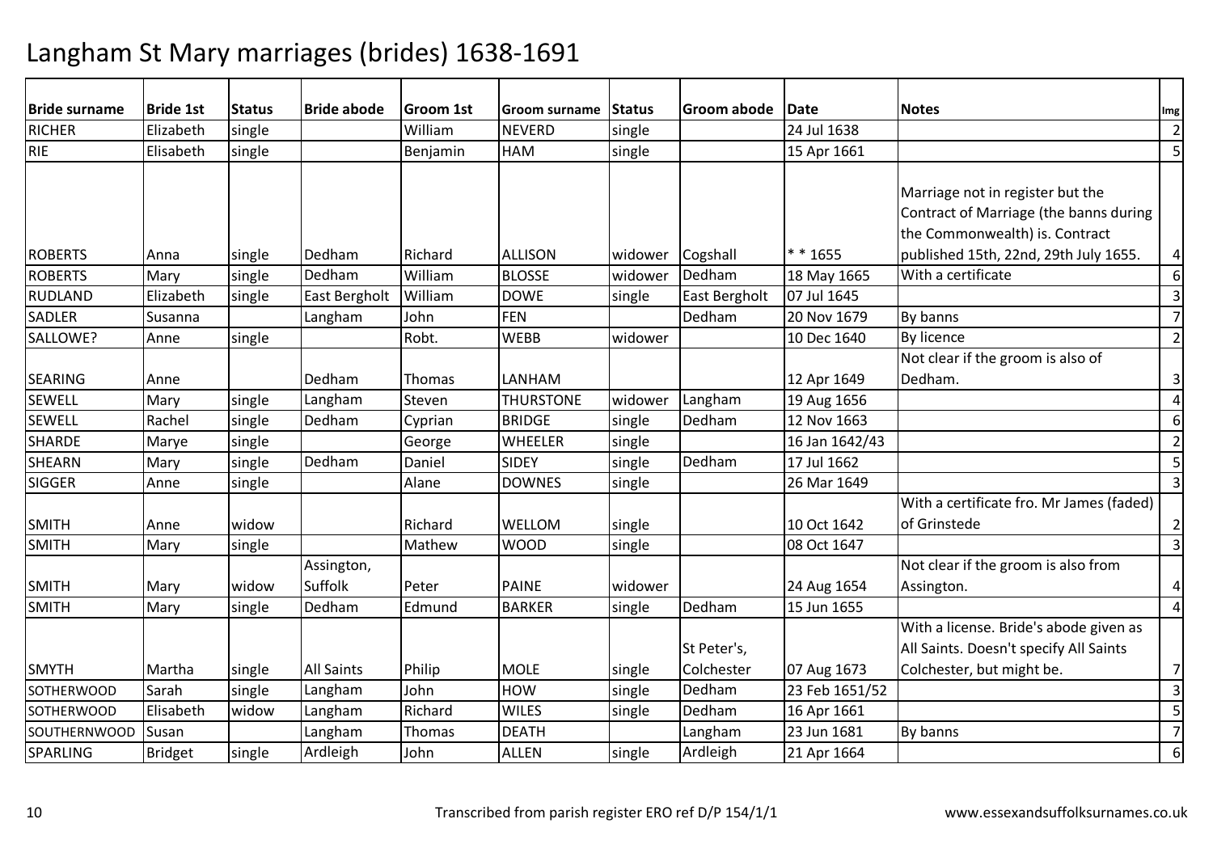# Langham St Mary marriages (brides) 1638-1691

| Bride surname | Bride 1st | Status | Bride abode | Groom 1st | Groom surname | Status | Groom abode | Date | Notes | Img |
|---|---|---|---|---|---|---|---|---|---|---|
| RICHER | Elizabeth | single | | William | NEVERD | single | | 24 Jul 1638 | | 2 |
| RIE | Elisabeth | single | | Benjamin | HAM | single | | 15 Apr 1661 | | 5 |
| ROBERTS | Anna | single | Dedham | Richard | ALLISON | widower | Cogshall | * * 1655 | Marriage not in register but the Contract of Marriage (the banns during the Commonwealth) is. Contract published 15th, 22nd, 29th July 1655. | 4 |
| ROBERTS | Mary | single | Dedham | William | BLOSSE | widower | Dedham | 18 May 1665 | With a certificate | 6 |
| RUDLAND | Elizabeth | single | East Bergholt | William | DOWE | single | East Bergholt | 07 Jul 1645 | | 3 |
| SADLER | Susanna | | Langham | John | FEN | | Dedham | 20 Nov 1679 | By banns | 7 |
| SALLOWE? | Anne | single | | Robt. | WEBB | widower | | 10 Dec 1640 | By licence | 2 |
| SEARING | Anne | | Dedham | Thomas | LANHAM | | | 12 Apr 1649 | Not clear if the groom is also of Dedham. | 3 |
| SEWELL | Mary | single | Langham | Steven | THURSTONE | widower | Langham | 19 Aug 1656 | | 4 |
| SEWELL | Rachel | single | Dedham | Cyprian | BRIDGE | single | Dedham | 12 Nov 1663 | | 6 |
| SHARDE | Marye | single | | George | WHEELER | single | | 16 Jan 1642/43 | | 2 |
| SHEARN | Mary | single | Dedham | Daniel | SIDEY | single | Dedham | 17 Jul 1662 | | 5 |
| SIGGER | Anne | single | | Alane | DOWNES | single | | 26 Mar 1649 | | 3 |
| SMITH | Anne | widow | | Richard | WELLOM | single | | 10 Oct 1642 | With a certificate fro. Mr James (faded) of Grinstede | 2 |
| SMITH | Mary | single | | Mathew | WOOD | single | | 08 Oct 1647 | | 3 |
| SMITH | Mary | widow | Assington, Suffolk | Peter | PAINE | widower | | 24 Aug 1654 | Not clear if the groom is also from Assington. | 4 |
| SMITH | Mary | single | Dedham | Edmund | BARKER | single | Dedham | 15 Jun 1655 | | 4 |
| SMYTH | Martha | single | All Saints | Philip | MOLE | single | St Peter's, Colchester | 07 Aug 1673 | With a license. Bride's abode given as All Saints. Doesn't specify All Saints Colchester, but might be. | 7 |
| SOTHERWOOD | Sarah | single | Langham | John | HOW | single | Dedham | 23 Feb 1651/52 | | 3 |
| SOTHERWOOD | Elisabeth | widow | Langham | Richard | WILES | single | Dedham | 16 Apr 1661 | | 5 |
| SOUTHERNWOOD | Susan | | Langham | Thomas | DEATH | | Langham | 23 Jun 1681 | By banns | 7 |
| SPARLING | Bridget | single | Ardleigh | John | ALLEN | single | Ardleigh | 21 Apr 1664 | | 6 |

Transcribed from parish register ERO ref D/P 154/1/1

www.essexandsuffolksurnames.co.uk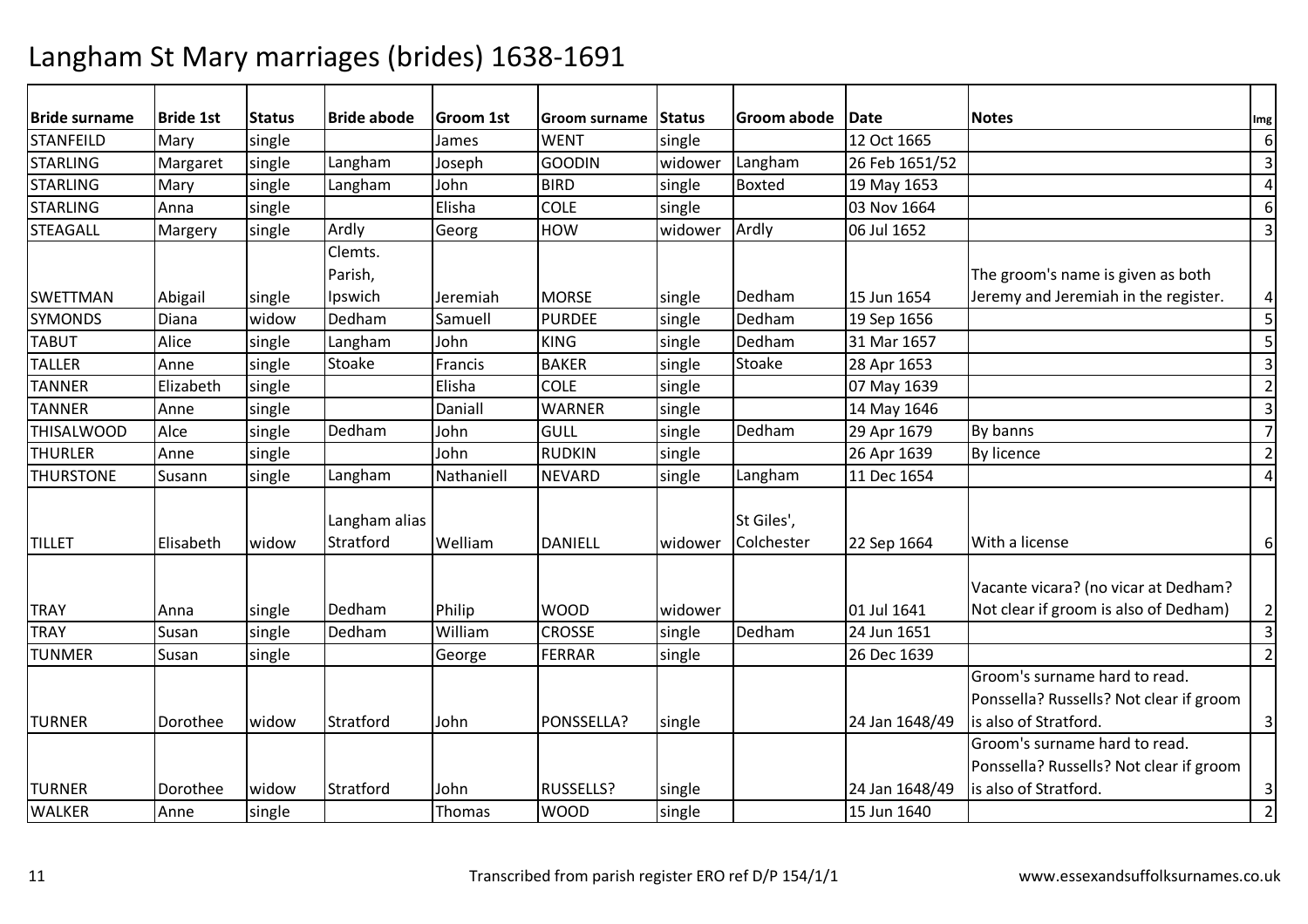# Langham St Mary marriages (brides) 1638-1691

| Bride surname | Bride 1st | Status | Bride abode | Groom 1st | Groom surname | Status | Groom abode | Date | Notes | Img |
|---|---|---|---|---|---|---|---|---|---|---|
| STANFEILD | Mary | single | | James | WENT | single | | 12 Oct 1665 | | 6 |
| STARLING | Margaret | single | Langham | Joseph | GOODIN | widower | Langham | 26 Feb 1651/52 | | 3 |
| STARLING | Mary | single | Langham | John | BIRD | single | Boxted | 19 May 1653 | | 4 |
| STARLING | Anna | single | | Elisha | COLE | single | | 03 Nov 1664 | | 6 |
| STEAGALL | Margery | single | Ardly | Georg | HOW | widower | Ardly | 06 Jul 1652 | | 3 |
| SWETTMAN | Abigail | single | Clemts. Parish, Ipswich | Jeremiah | MORSE | single | Dedham | 15 Jun 1654 | The groom's name is given as both Jeremy and Jeremiah in the register. | 4 |
| SYMONDS | Diana | widow | Dedham | Samuell | PURDEE | single | Dedham | 19 Sep 1656 | | 5 |
| TABUT | Alice | single | Langham | John | KING | single | Dedham | 31 Mar 1657 | | 5 |
| TALLER | Anne | single | Stoake | Francis | BAKER | single | Stoake | 28 Apr 1653 | | 3 |
| TANNER | Elizabeth | single | | Elisha | COLE | single | | 07 May 1639 | | 2 |
| TANNER | Anne | single | | Daniall | WARNER | single | | 14 May 1646 | | 3 |
| THISALWOOD | Alce | single | Dedham | John | GULL | single | Dedham | 29 Apr 1679 | By banns | 7 |
| THURLER | Anne | single | | John | RUDKIN | single | | 26 Apr 1639 | By licence | 2 |
| THURSTONE | Susann | single | Langham | Nathaniell | NEVARD | single | Langham | 11 Dec 1654 | | 4 |
| TILLET | Elisabeth | widow | Langham alias Stratford | Welliam | DANIELL | widower | St Giles', Colchester | 22 Sep 1664 | With a license | 6 |
| TRAY | Anna | single | Dedham | Philip | WOOD | widower | | 01 Jul 1641 | Vacante vicara? (no vicar at Dedham? Not clear if groom is also of Dedham) | 2 |
| TRAY | Susan | single | Dedham | William | CROSSE | single | Dedham | 24 Jun 1651 | | 3 |
| TUNMER | Susan | single | | George | FERRAR | single | | 26 Dec 1639 | | 2 |
| TURNER | Dorothee | widow | Stratford | John | PONSSELLA? | single | | 24 Jan 1648/49 | Groom's surname hard to read. Ponssella? Russells? Not clear if groom is also of Stratford. | 3 |
| TURNER | Dorothee | widow | Stratford | John | RUSSELLS? | single | | 24 Jan 1648/49 | Groom's surname hard to read. Ponssella? Russells? Not clear if groom is also of Stratford. | 3 |
| WALKER | Anne | single | | Thomas | WOOD | single | | 15 Jun 1640 | | 2 |

Transcribed from parish register ERO ref D/P 154/1/1 — www.essexandsuffolksurnames.co.uk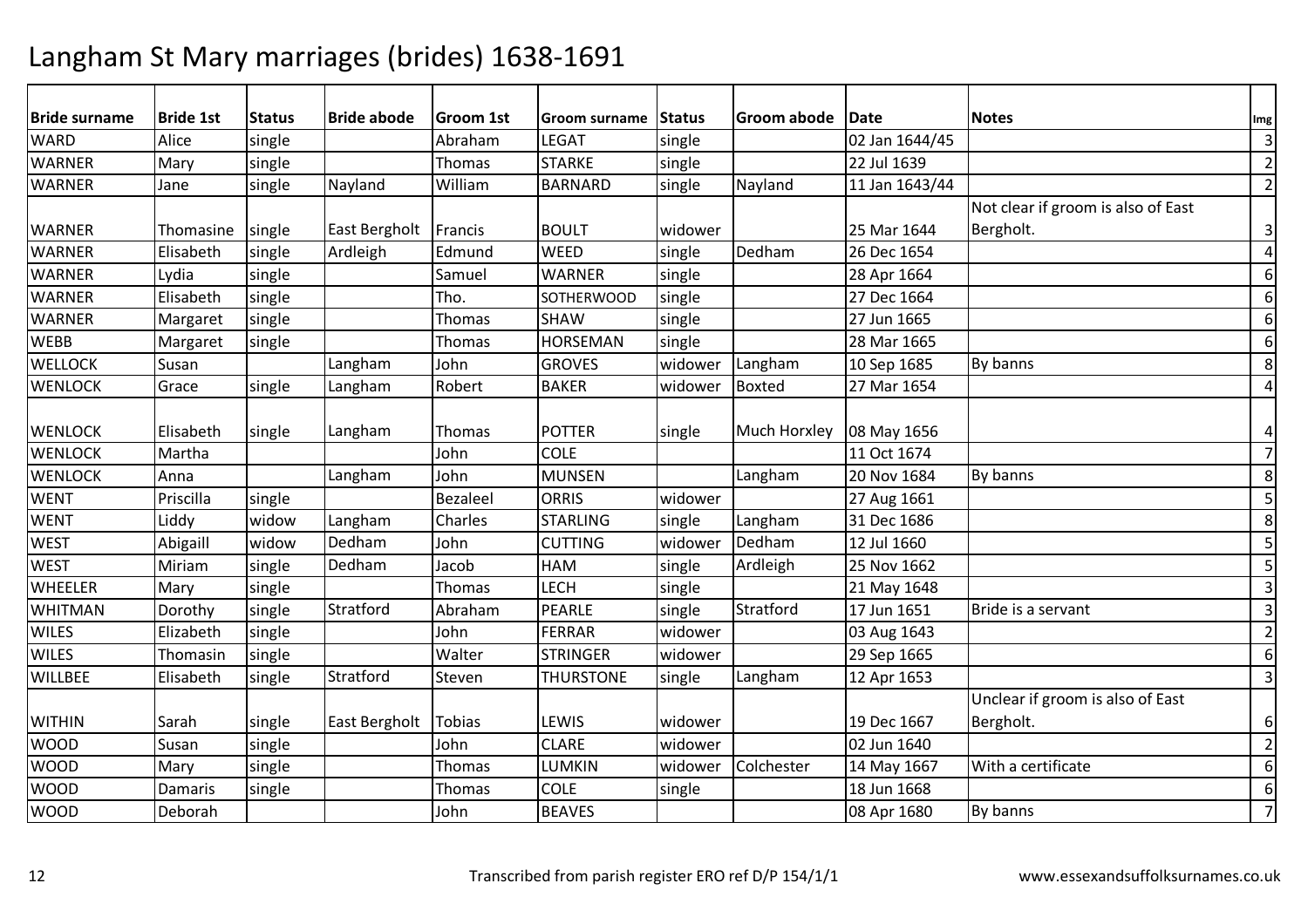# Langham St Mary marriages (brides) 1638-1691

| Bride surname | Bride 1st | Status | Bride abode | Groom 1st | Groom surname | Status | Groom abode | Date | Notes | Img |
|---|---|---|---|---|---|---|---|---|---|---|
| WARD | Alice | single | | Abraham | LEGAT | single | | 02 Jan 1644/45 | | 3 |
| WARNER | Mary | single | | Thomas | STARKE | single | | 22 Jul 1639 | | 2 |
| WARNER | Jane | single | Nayland | William | BARNARD | single | Nayland | 11 Jan 1643/44 | | 2 |
| WARNER | Thomasine | single | East Bergholt | Francis | BOULT | widower | | 25 Mar 1644 | Not clear if groom is also of East Bergholt. | 3 |
| WARNER | Elisabeth | single | Ardleigh | Edmund | WEED | single | Dedham | 26 Dec 1654 | | 4 |
| WARNER | Lydia | single | | Samuel | WARNER | single | | 28 Apr 1664 | | 6 |
| WARNER | Elisabeth | single | | Tho. | SOTHERWOOD | single | | 27 Dec 1664 | | 6 |
| WARNER | Margaret | single | | Thomas | SHAW | single | | 27 Jun 1665 | | 6 |
| WEBB | Margaret | single | | Thomas | HORSEMAN | single | | 28 Mar 1665 | | 6 |
| WELLOCK | Susan | | Langham | John | GROVES | widower | Langham | 10 Sep 1685 | By banns | 8 |
| WENLOCK | Grace | single | Langham | Robert | BAKER | widower | Boxted | 27 Mar 1654 | | 4 |
| WENLOCK | Elisabeth | single | Langham | Thomas | POTTER | single | Much Horxley | 08 May 1656 | | 4 |
| WENLOCK | Martha | | | John | COLE | | | 11 Oct 1674 | | 7 |
| WENLOCK | Anna | | Langham | John | MUNSEN | | Langham | 20 Nov 1684 | By banns | 8 |
| WENT | Priscilla | single | | Bezaleel | ORRIS | widower | | 27 Aug 1661 | | 5 |
| WENT | Liddy | widow | Langham | Charles | STARLING | single | Langham | 31 Dec 1686 | | 8 |
| WEST | Abigaill | widow | Dedham | John | CUTTING | widower | Dedham | 12 Jul 1660 | | 5 |
| WEST | Miriam | single | Dedham | Jacob | HAM | single | Ardleigh | 25 Nov 1662 | | 5 |
| WHEELER | Mary | single | | Thomas | LECH | single | | 21 May 1648 | | 3 |
| WHITMAN | Dorothy | single | Stratford | Abraham | PEARLE | single | Stratford | 17 Jun 1651 | Bride is a servant | 3 |
| WILES | Elizabeth | single | | John | FERRAR | widower | | 03 Aug 1643 | | 2 |
| WILES | Thomasin | single | | Walter | STRINGER | widower | | 29 Sep 1665 | | 6 |
| WILLBEE | Elisabeth | single | Stratford | Steven | THURSTONE | single | Langham | 12 Apr 1653 | | 3 |
| WITHIN | Sarah | single | East Bergholt | Tobias | LEWIS | widower | | 19 Dec 1667 | Unclear if groom is also of East Bergholt. | 6 |
| WOOD | Susan | single | | John | CLARE | widower | | 02 Jun 1640 | | 2 |
| WOOD | Mary | single | | Thomas | LUMKIN | widower | Colchester | 14 May 1667 | With a certificate | 6 |
| WOOD | Damaris | single | | Thomas | COLE | single | | 18 Jun 1668 | | 6 |
| WOOD | Deborah | | | John | BEAVES | | | 08 Apr 1680 | By banns | 7 |

Transcribed from parish register ERO ref D/P 154/1/1

www.essexandsuffolksurnames.co.uk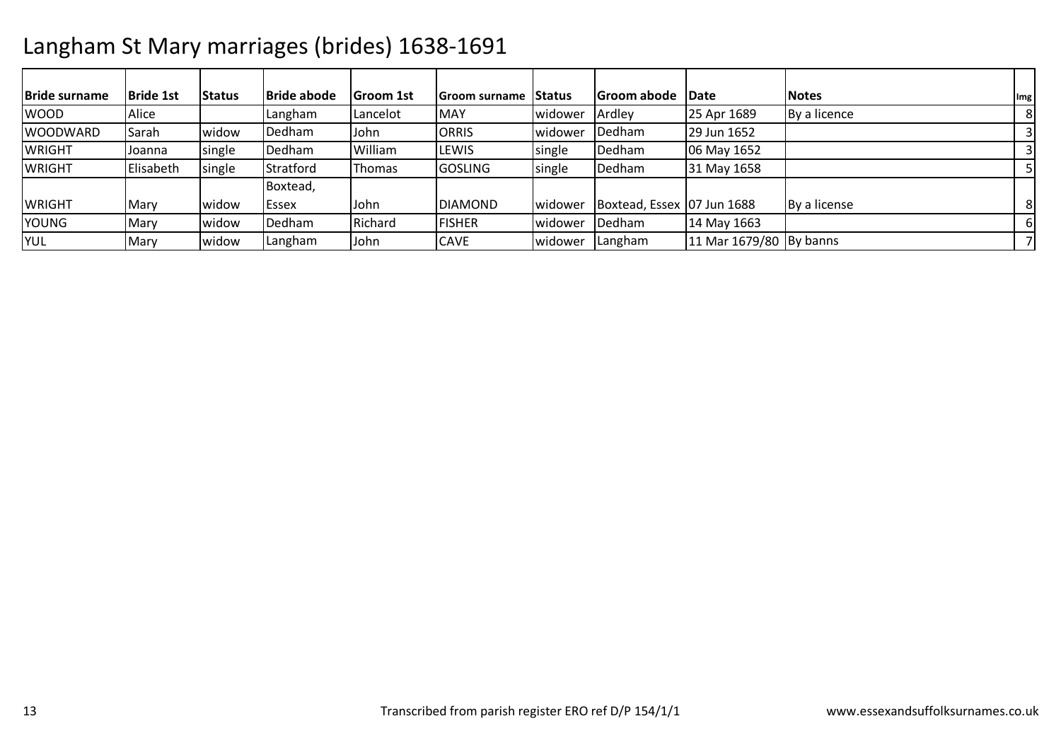# Langham St Mary marriages (brides) 1638-1691

| Bride surname | Bride 1st | Status | Bride abode | Groom 1st | Groom surname | Status | Groom abode | Date | Notes | Img |
|---|---|---|---|---|---|---|---|---|---|---|
| WOOD | Alice | | Langham | Lancelot | MAY | widower | Ardley | 25 Apr 1689 | By a licence | 8 |
| WOODWARD | Sarah | widow | Dedham | John | ORRIS | widower | Dedham | 29 Jun 1652 | | 3 |
| WRIGHT | Joanna | single | Dedham | William | LEWIS | single | Dedham | 06 May 1652 | | 3 |
| WRIGHT | Elisabeth | single | Stratford | Thomas | GOSLING | single | Dedham | 31 May 1658 | | 5 |
| WRIGHT | Mary | widow | Boxtead, Essex | John | DIAMOND | widower | Boxtead, Essex | 07 Jun 1688 | By a license | 8 |
| YOUNG | Mary | widow | Dedham | Richard | FISHER | widower | Dedham | 14 May 1663 | | 6 |
| YUL | Mary | widow | Langham | John | CAVE | widower | Langham | 11 Mar 1679/80 | By banns | 7 |

Transcribed from parish register ERO ref D/P 154/1/1

www.essexandsuffolksurnames.co.uk